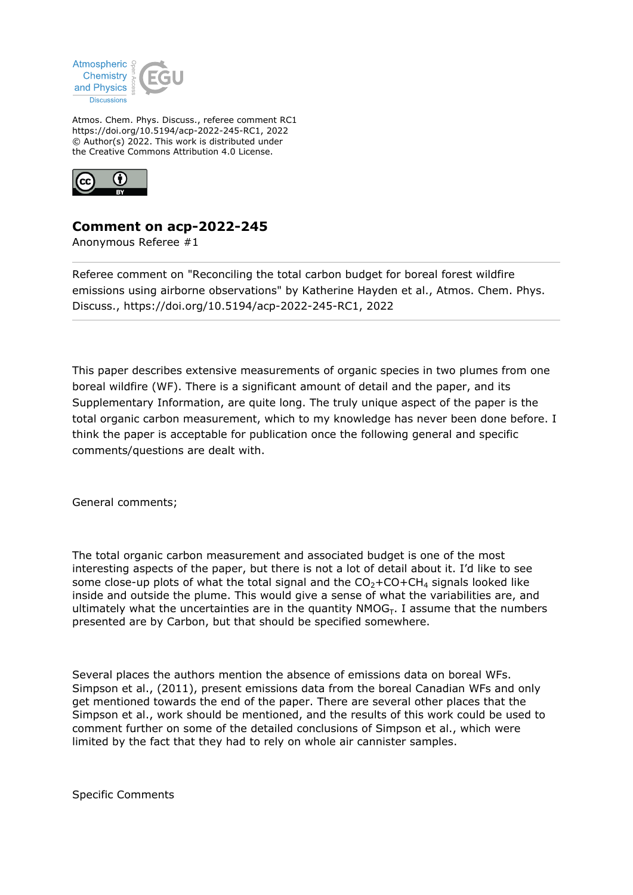Atmos. Chem. Phys. Discuss., referee comment RC1
https://doi.org/10.5194/acp-2022-245-RC1, 2022
© Author(s) 2022. This work is distributed under
the Creative Commons Attribution 4.0 License.

# Comment on acp-2022-245

Anonymous Referee #1

---

Referee comment on "Reconciling the total carbon budget for boreal forest wildfire emissions using airborne observations" by Katherine Hayden et al., Atmos. Chem. Phys. Discuss., https://doi.org/10.5194/acp-2022-245-RC1, 2022

---

This paper describes extensive measurements of organic species in two plumes from one boreal wildfire (WF). There is a significant amount of detail and the paper, and its Supplementary Information, are quite long. The truly unique aspect of the paper is the total organic carbon measurement, which to my knowledge has never been done before. I think the paper is acceptable for publication once the following general and specific comments/questions are dealt with.

General comments;

The total organic carbon measurement and associated budget is one of the most interesting aspects of the paper, but there is not a lot of detail about it. I'd like to see some close-up plots of what the total signal and the $CO_2$+CO+$CH_4$ signals looked like inside and outside the plume. This would give a sense of what the variabilities are, and ultimately what the uncertainties are in the quantity $NMOG_T$. I assume that the numbers presented are by Carbon, but that should be specified somewhere.

Several places the authors mention the absence of emissions data on boreal WFs. Simpson et al., (2011), present emissions data from the boreal Canadian WFs and only get mentioned towards the end of the paper. There are several other places that the Simpson et al., work should be mentioned, and the results of this work could be used to comment further on some of the detailed conclusions of Simpson et al., which were limited by the fact that they had to rely on whole air cannister samples.

Specific Comments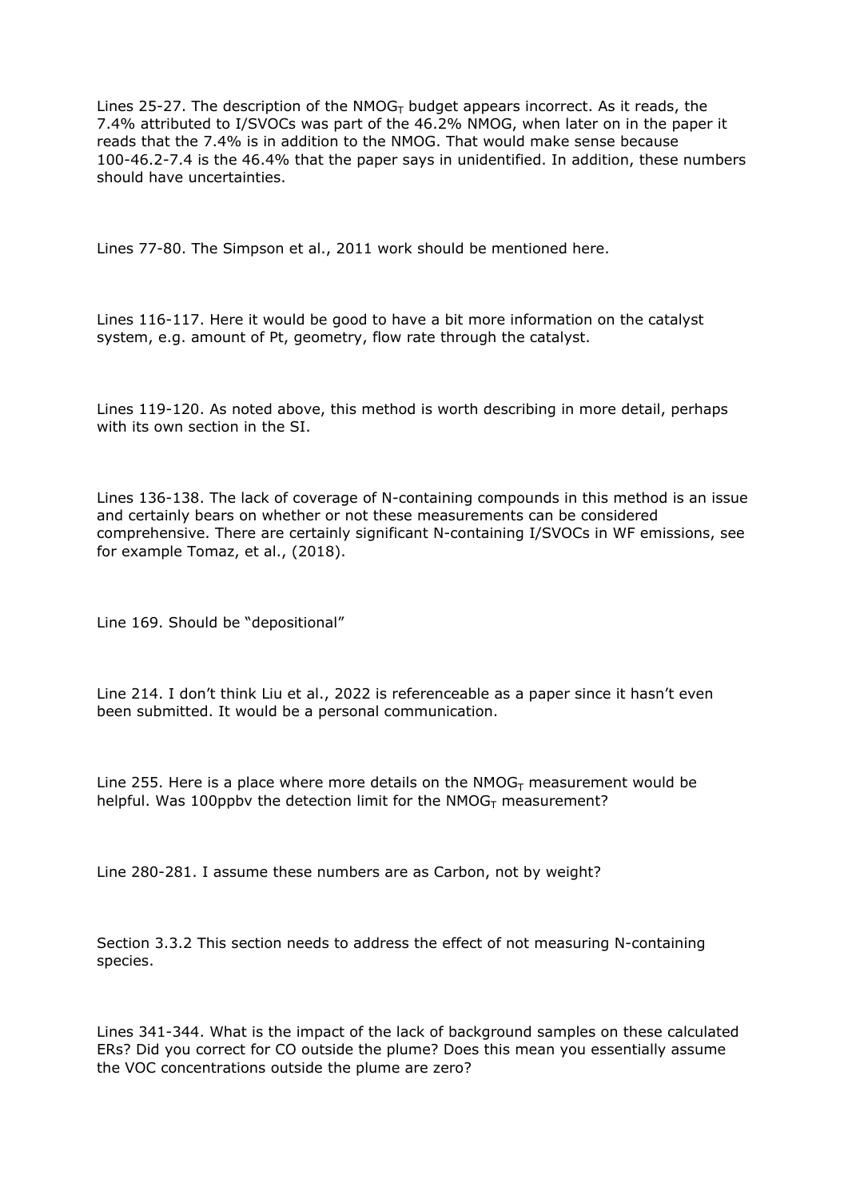Lines 25-27. The description of the $NMOG_T$ budget appears incorrect. As it reads, the 7.4% attributed to I/SVOCs was part of the 46.2% NMOG, when later on in the paper it reads that the 7.4% is in addition to the NMOG. That would make sense because 100-46.2-7.4 is the 46.4% that the paper says in unidentified. In addition, these numbers should have uncertainties.

Lines 77-80. The Simpson et al., 2011 work should be mentioned here.

Lines 116-117. Here it would be good to have a bit more information on the catalyst system, e.g. amount of Pt, geometry, flow rate through the catalyst.

Lines 119-120. As noted above, this method is worth describing in more detail, perhaps with its own section in the SI.

Lines 136-138. The lack of coverage of N-containing compounds in this method is an issue and certainly bears on whether or not these measurements can be considered comprehensive. There are certainly significant N-containing I/SVOCs in WF emissions, see for example Tomaz, et al., (2018).

Line 169. Should be "depositional"

Line 214. I don't think Liu et al., 2022 is referenceable as a paper since it hasn't even been submitted. It would be a personal communication.

Line 255. Here is a place where more details on the $NMOG_T$ measurement would be helpful. Was 100ppbv the detection limit for the $NMOG_T$ measurement?

Line 280-281. I assume these numbers are as Carbon, not by weight?

Section 3.3.2 This section needs to address the effect of not measuring N-containing species.

Lines 341-344. What is the impact of the lack of background samples on these calculated ERs? Did you correct for CO outside the plume? Does this mean you essentially assume the VOC concentrations outside the plume are zero?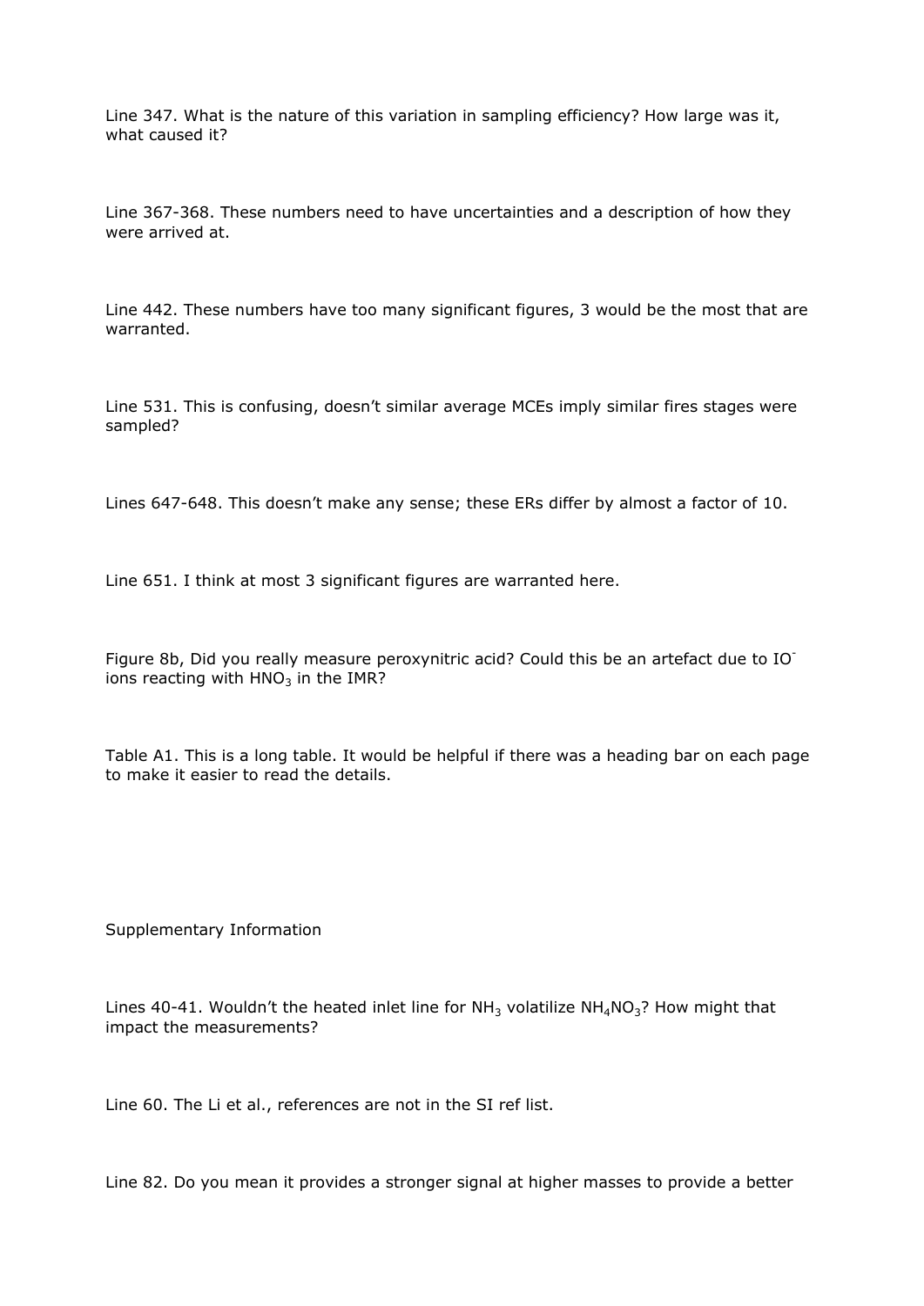Line 347. What is the nature of this variation in sampling efficiency? How large was it, what caused it?

Line 367-368. These numbers need to have uncertainties and a description of how they were arrived at.

Line 442. These numbers have too many significant figures, 3 would be the most that are warranted.

Line 531. This is confusing, doesn't similar average MCEs imply similar fires stages were sampled?

Lines 647-648. This doesn't make any sense; these ERs differ by almost a factor of 10.

Line 651. I think at most 3 significant figures are warranted here.

Figure 8b, Did you really measure peroxynitric acid? Could this be an artefact due to $IO^-$ ions reacting with $HNO_3$ in the IMR?

Table A1. This is a long table. It would be helpful if there was a heading bar on each page to make it easier to read the details.

Supplementary Information

Lines 40-41. Wouldn't the heated inlet line for $NH_3$ volatilize $NH_4NO_3$? How might that impact the measurements?

Line 60. The Li et al., references are not in the SI ref list.

Line 82. Do you mean it provides a stronger signal at higher masses to provide a better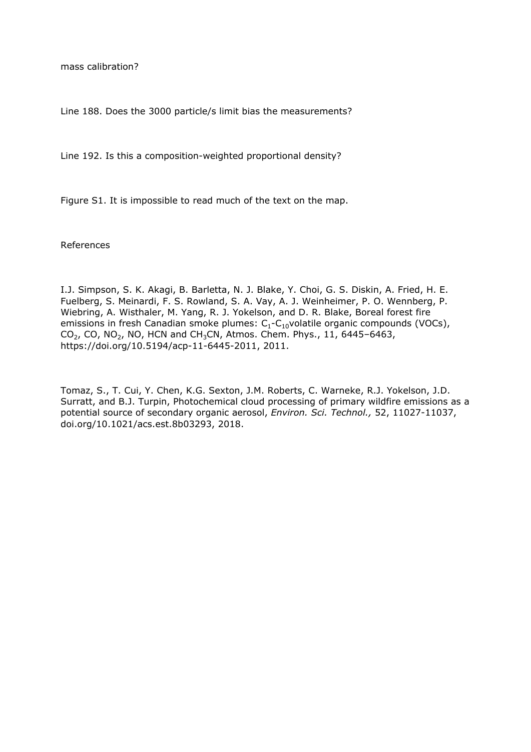mass calibration?

Line 188. Does the 3000 particle/s limit bias the measurements?

Line 192. Is this a composition-weighted proportional density?

Figure S1. It is impossible to read much of the text on the map.

References

I.J. Simpson, S. K. Akagi, B. Barletta, N. J. Blake, Y. Choi, G. S. Diskin, A. Fried, H. E. Fuelberg, S. Meinardi, F. S. Rowland, S. A. Vay, A. J. Weinheimer, P. O. Wennberg, P. Wiebring, A. Wisthaler, M. Yang, R. J. Yokelson, and D. R. Blake, Boreal forest fire emissions in fresh Canadian smoke plumes: $C_1$-$C_{10}$volatile organic compounds (VOCs), $CO_2$, CO, $NO_2$, NO, HCN and $CH_3CN$, Atmos. Chem. Phys., 11, 6445–6463, https://doi.org/10.5194/acp-11-6445-2011, 2011.

Tomaz, S., T. Cui, Y. Chen, K.G. Sexton, J.M. Roberts, C. Warneke, R.J. Yokelson, J.D. Surratt, and B.J. Turpin, Photochemical cloud processing of primary wildfire emissions as a potential source of secondary organic aerosol, *Environ. Sci. Technol.,* 52, 11027-11037, doi.org/10.1021/acs.est.8b03293, 2018.